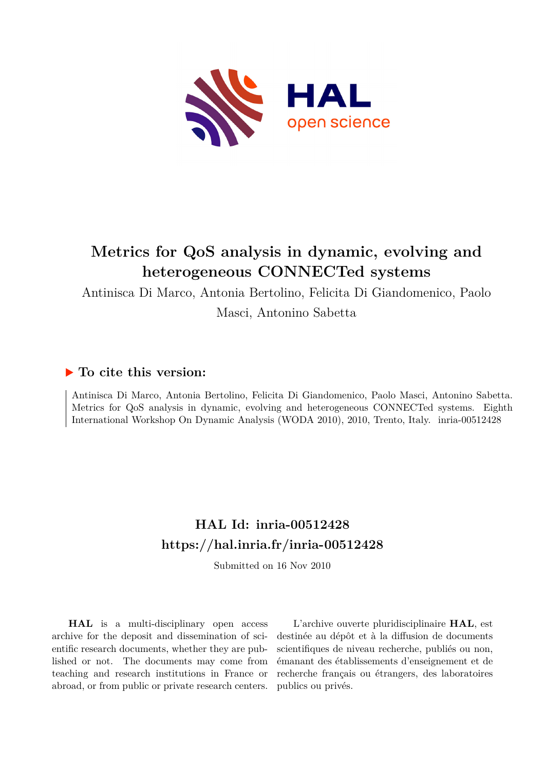# Metrics for QoS analysis in dynamic, evolving and heterogeneous CONNECTed systems

Antinisca Di Marco, Antonia Bertolino, Felicita Di Giandomenico, Paolo Masci, Antonino Sabetta

## To cite this version:

Antinisca Di Marco, Antonia Bertolino, Felicita Di Giandomenico, Paolo Masci, Antonino Sabetta. Metrics for QoS analysis in dynamic, evolving and heterogeneous CONNECTed systems. Eighth International Workshop On Dynamic Analysis (WODA 2010), 2010, Trento, Italy. inria-00512428

## HAL Id: inria-00512428
## https://hal.inria.fr/inria-00512428

Submitted on 16 Nov 2010

**HAL** is a multi-disciplinary open access archive for the deposit and dissemination of scientific research documents, whether they are published or not. The documents may come from teaching and research institutions in France or abroad, or from public or private research centers.

L'archive ouverte pluridisciplinaire **HAL**, est destinée au dépôt et à la diffusion de documents scientifiques de niveau recherche, publiés ou non, émanant des établissements d'enseignement et de recherche français ou étrangers, des laboratoires publics ou privés.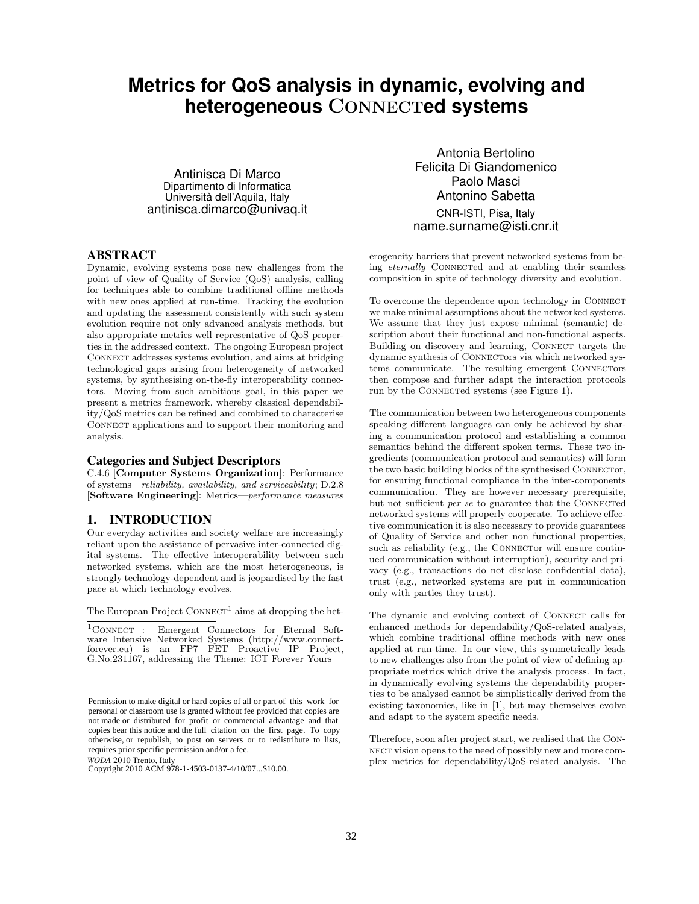# Metrics for QoS analysis in dynamic, evolving and heterogeneous CONNECTed systems

Antinisca Di Marco
Dipartimento di Informatica
Università dell'Aquila, Italy
antinisca.dimarco@univaq.it

Antonia Bertolino
Felicita Di Giandomenico
Paolo Masci
Antonino Sabetta
CNR-ISTI, Pisa, Italy
name.surname@isti.cnr.it

## ABSTRACT

Dynamic, evolving systems pose new challenges from the point of view of Quality of Service (QoS) analysis, calling for techniques able to combine traditional offline methods with new ones applied at run-time. Tracking the evolution and updating the assessment consistently with such system evolution require not only advanced analysis methods, but also appropriate metrics well representative of QoS properties in the addressed context. The ongoing European project CONNECT addresses systems evolution, and aims at bridging technological gaps arising from heterogeneity of networked systems, by synthesising on-the-fly interoperability connectors. Moving from such ambitious goal, in this paper we present a metrics framework, whereby classical dependability/QoS metrics can be refined and combined to characterise CONNECT applications and to support their monitoring and analysis.

### Categories and Subject Descriptors

C.4.6 [**Computer Systems Organization**]: Performance of systems—*reliability, availability, and serviceability*; D.2.8 [**Software Engineering**]: Metrics—*performance measures*

## 1. INTRODUCTION

Our everyday activities and society welfare are increasingly reliant upon the assistance of pervasive inter-connected digital systems. The effective interoperability between such networked systems, which are the most heterogeneous, is strongly technology-dependent and is jeopardised by the fast pace at which technology evolves.

The European Project CONNECT[1] aims at dropping the heterogeneity barriers that prevent networked systems from being *eternally* CONNECTed and at enabling their seamless composition in spite of technology diversity and evolution.

To overcome the dependence upon technology in CONNECT we make minimal assumptions about the networked systems. We assume that they just expose minimal (semantic) description about their functional and non-functional aspects. Building on discovery and learning, CONNECT targets the dynamic synthesis of CONNECTors via which networked systems communicate. The resulting emergent CONNECTors then compose and further adapt the interaction protocols run by the CONNECTed systems (see Figure 1).

The communication between two heterogeneous components speaking different languages can only be achieved by sharing a communication protocol and establishing a common semantics behind the different spoken terms. These two ingredients (communication protocol and semantics) will form the two basic building blocks of the synthesised CONNECTor, for ensuring functional compliance in the inter-components communication. They are however necessary prerequisite, but not sufficient *per se* to guarantee that the CONNECTed networked systems will properly cooperate. To achieve effective communication it is also necessary to provide guarantees of Quality of Service and other non functional properties, such as reliability (e.g., the CONNECTor will ensure continued communication without interruption), security and privacy (e.g., transactions do not disclose confidential data), trust (e.g., networked systems are put in communication only with parties they trust).

The dynamic and evolving context of CONNECT calls for enhanced methods for dependability/QoS-related analysis, which combine traditional offline methods with new ones applied at run-time. In our view, this symmetrically leads to new challenges also from the point of view of defining appropriate metrics which drive the analysis process. In fact, in dynamically evolving systems the dependability properties to be analysed cannot be simplistically derived from the existing taxonomies, like in [1], but may themselves evolve and adapt to the system specific needs.

Therefore, soon after project start, we realised that the CONNECT vision opens to the need of possibly new and more complex metrics for dependability/QoS-related analysis. The

[1] CONNECT : Emergent Connectors for Eternal Software Intensive Networked Systems (http://www.connect-forever.eu) is an FP7 FET Proactive IP Project, G.No.231167, addressing the Theme: ICT Forever Yours

Permission to make digital or hard copies of all or part of this work for personal or classroom use is granted without fee provided that copies are not made or distributed for profit or commercial advantage and that copies bear this notice and the full citation on the first page. To copy otherwise, or republish, to post on servers or to redistribute to lists, requires prior specific permission and/or a fee.
*WODA* 2010 Trento, Italy
Copyright 2010 ACM 978-1-4503-0137-4/10/07...$10.00.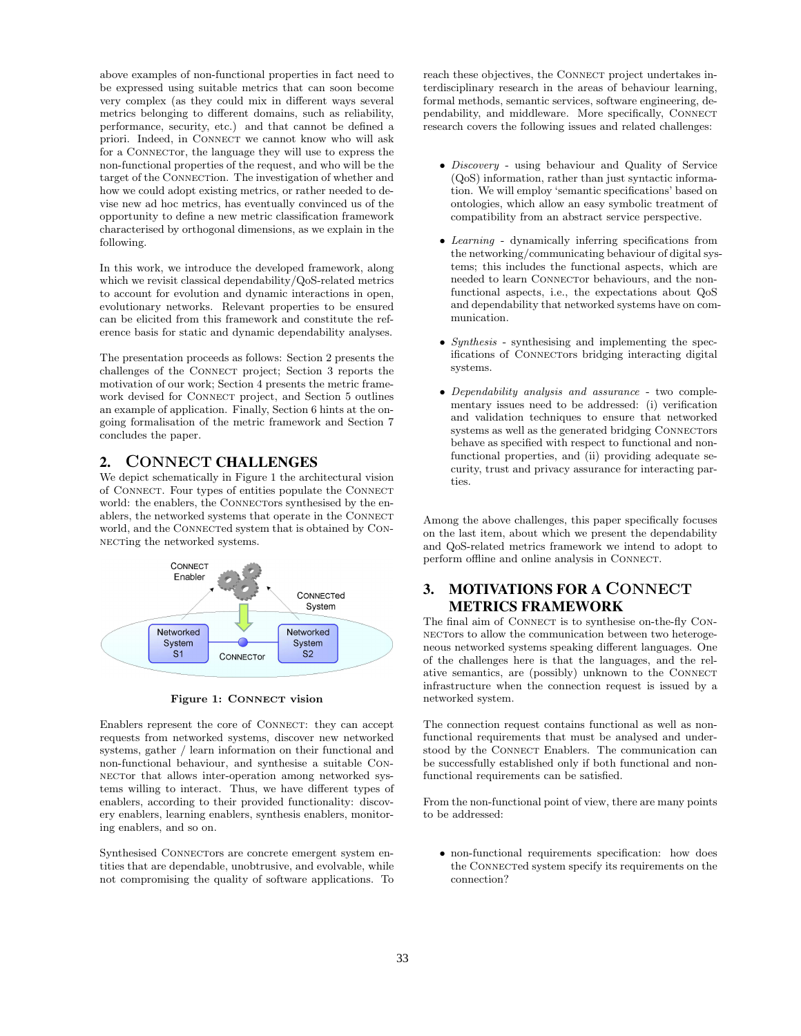above examples of non-functional properties in fact need to be expressed using suitable metrics that can soon become very complex (as they could mix in different ways several metrics belonging to different domains, such as reliability, performance, security, etc.) and that cannot be defined a priori. Indeed, in CONNECT we cannot know who will ask for a CONNECTor, the language they will use to express the non-functional properties of the request, and who will be the target of the CONNECTion. The investigation of whether and how we could adopt existing metrics, or rather needed to devise new ad hoc metrics, has eventually convinced us of the opportunity to define a new metric classification framework characterised by orthogonal dimensions, as we explain in the following.

In this work, we introduce the developed framework, along which we revisit classical dependability/QoS-related metrics to account for evolution and dynamic interactions in open, evolutionary networks. Relevant properties to be ensured can be elicited from this framework and constitute the reference basis for static and dynamic dependability analyses.

The presentation proceeds as follows: Section 2 presents the challenges of the CONNECT project; Section 3 reports the motivation of our work; Section 4 presents the metric framework devised for CONNECT project, and Section 5 outlines an example of application. Finally, Section 6 hints at the ongoing formalisation of the metric framework and Section 7 concludes the paper.

## 2. CONNECT CHALLENGES

We depict schematically in Figure 1 the architectural vision of CONNECT. Four types of entities populate the CONNECT world: the enablers, the CONNECTors synthesised by the enablers, the networked systems that operate in the CONNECT world, and the CONNECTed system that is obtained by CONNECTing the networked systems.

**Figure 1: CONNECT vision**

Enablers represent the core of CONNECT: they can accept requests from networked systems, discover new networked systems, gather / learn information on their functional and non-functional behaviour, and synthesise a suitable CONNECTor that allows inter-operation among networked systems willing to interact. Thus, we have different types of enablers, according to their provided functionality: discovery enablers, learning enablers, synthesis enablers, monitoring enablers, and so on.

Synthesised CONNECTors are concrete emergent system entities that are dependable, unobtrusive, and evolvable, while not compromising the quality of software applications. To reach these objectives, the CONNECT project undertakes interdisciplinary research in the areas of behaviour learning, formal methods, semantic services, software engineering, dependability, and middleware. More specifically, CONNECT research covers the following issues and related challenges:

- *Discovery* - using behaviour and Quality of Service (QoS) information, rather than just syntactic information. We will employ 'semantic specifications' based on ontologies, which allow an easy symbolic treatment of compatibility from an abstract service perspective.
- *Learning* - dynamically inferring specifications from the networking/communicating behaviour of digital systems; this includes the functional aspects, which are needed to learn CONNECTor behaviours, and the non-functional aspects, i.e., the expectations about QoS and dependability that networked systems have on communication.
- *Synthesis* - synthesising and implementing the specifications of CONNECTors bridging interacting digital systems.
- *Dependability analysis and assurance* - two complementary issues need to be addressed: (i) verification and validation techniques to ensure that networked systems as well as the generated bridging CONNECTors behave as specified with respect to functional and non-functional properties, and (ii) providing adequate security, trust and privacy assurance for interacting parties.

Among the above challenges, this paper specifically focuses on the last item, about which we present the dependability and QoS-related metrics framework we intend to adopt to perform offline and online analysis in CONNECT.

## 3. MOTIVATIONS FOR A CONNECT METRICS FRAMEWORK

The final aim of CONNECT is to synthesise on-the-fly CONNECTors to allow the communication between two heterogeneous networked systems speaking different languages. One of the challenges here is that the languages, and the relative semantics, are (possibly) unknown to the CONNECT infrastructure when the connection request is issued by a networked system.

The connection request contains functional as well as non-functional requirements that must be analysed and understood by the CONNECT Enablers. The communication can be successfully established only if both functional and non-functional requirements can be satisfied.

From the non-functional point of view, there are many points to be addressed:

- non-functional requirements specification: how does the CONNECTed system specify its requirements on the connection?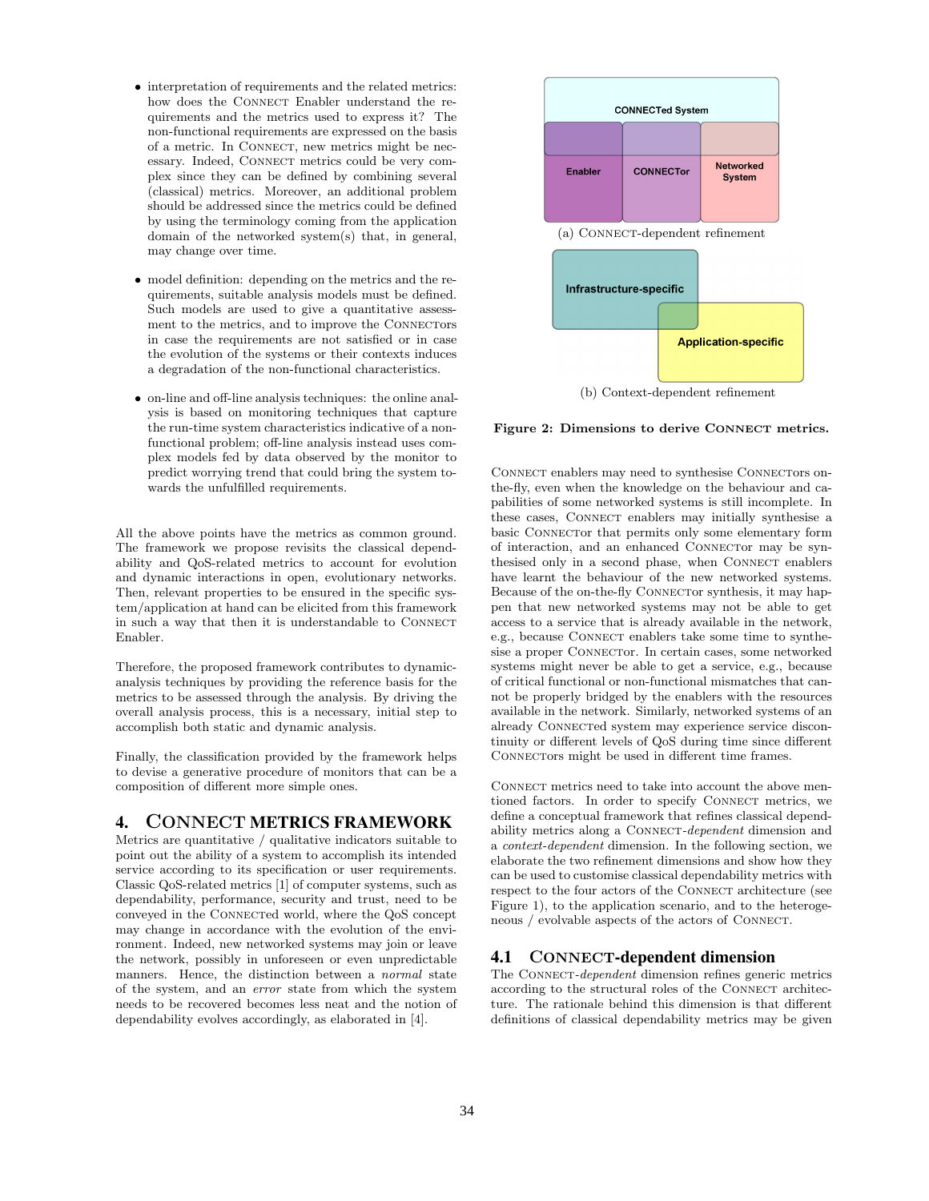- interpretation of requirements and the related metrics: how does the CONNECT Enabler understand the requirements and the metrics used to express it? The non-functional requirements are expressed on the basis of a metric. In CONNECT, new metrics might be necessary. Indeed, CONNECT metrics could be very complex since they can be defined by combining several (classical) metrics. Moreover, an additional problem should be addressed since the metrics could be defined by using the terminology coming from the application domain of the networked system(s) that, in general, may change over time.

- model definition: depending on the metrics and the requirements, suitable analysis models must be defined. Such models are used to give a quantitative assessment to the metrics, and to improve the CONNECTors in case the requirements are not satisfied or in case the evolution of the systems or their contexts induces a degradation of the non-functional characteristics.

- on-line and off-line analysis techniques: the online analysis is based on monitoring techniques that capture the run-time system characteristics indicative of a non-functional problem; off-line analysis instead uses complex models fed by data observed by the monitor to predict worrying trend that could bring the system towards the unfulfilled requirements.

All the above points have the metrics as common ground. The framework we propose revisits the classical dependability and QoS-related metrics to account for evolution and dynamic interactions in open, evolutionary networks. Then, relevant properties to be ensured in the specific system/application at hand can be elicited from this framework in such a way that then it is understandable to CONNECT Enabler.

Therefore, the proposed framework contributes to dynamic-analysis techniques by providing the reference basis for the metrics to be assessed through the analysis. By driving the overall analysis process, this is a necessary, initial step to accomplish both static and dynamic analysis.

Finally, the classification provided by the framework helps to devise a generative procedure of monitors that can be a composition of different more simple ones.

## 4. CONNECT METRICS FRAMEWORK

Metrics are quantitative / qualitative indicators suitable to point out the ability of a system to accomplish its intended service according to its specification or user requirements. Classic QoS-related metrics [1] of computer systems, such as dependability, performance, security and trust, need to be conveyed in the CONNECTed world, where the QoS concept may change in accordance with the evolution of the environment. Indeed, new networked systems may join or leave the network, possibly in unforeseen or even unpredictable manners. Hence, the distinction between a *normal* state of the system, and an *error* state from which the system needs to be recovered becomes less neat and the notion of dependability evolves accordingly, as elaborated in [4].

(a) CONNECT-dependent refinement

(b) Context-dependent refinement

**Figure 2: Dimensions to derive CONNECT metrics.**

CONNECT enablers may need to synthesise CONNECTors on-the-fly, even when the knowledge on the behaviour and capabilities of some networked systems is still incomplete. In these cases, CONNECT enablers may initially synthesise a basic CONNECTor that permits only some elementary form of interaction, and an enhanced CONNECTor may be synthesised only in a second phase, when CONNECT enablers have learnt the behaviour of the new networked systems. Because of the on-the-fly CONNECTor synthesis, it may happen that new networked systems may not be able to get access to a service that is already available in the network, e.g., because CONNECT enablers take some time to synthesise a proper CONNECTor. In certain cases, some networked systems might never be able to get a service, e.g., because of critical functional or non-functional mismatches that cannot be properly bridged by the enablers with the resources available in the network. Similarly, networked systems of an already CONNECTed system may experience service discontinuity or different levels of QoS during time since different CONNECTors might be used in different time frames.

CONNECT metrics need to take into account the above mentioned factors. In order to specify CONNECT metrics, we define a conceptual framework that refines classical dependability metrics along a CONNECT-*dependent* dimension and a *context-dependent* dimension. In the following section, we elaborate the two refinement dimensions and show how they can be used to customise classical dependability metrics with respect to the four actors of the CONNECT architecture (see Figure 1), to the application scenario, and to the heterogeneous / evolvable aspects of the actors of CONNECT.

### 4.1 CONNECT-dependent dimension

The CONNECT-*dependent* dimension refines generic metrics according to the structural roles of the CONNECT architecture. The rationale behind this dimension is that different definitions of classical dependability metrics may be given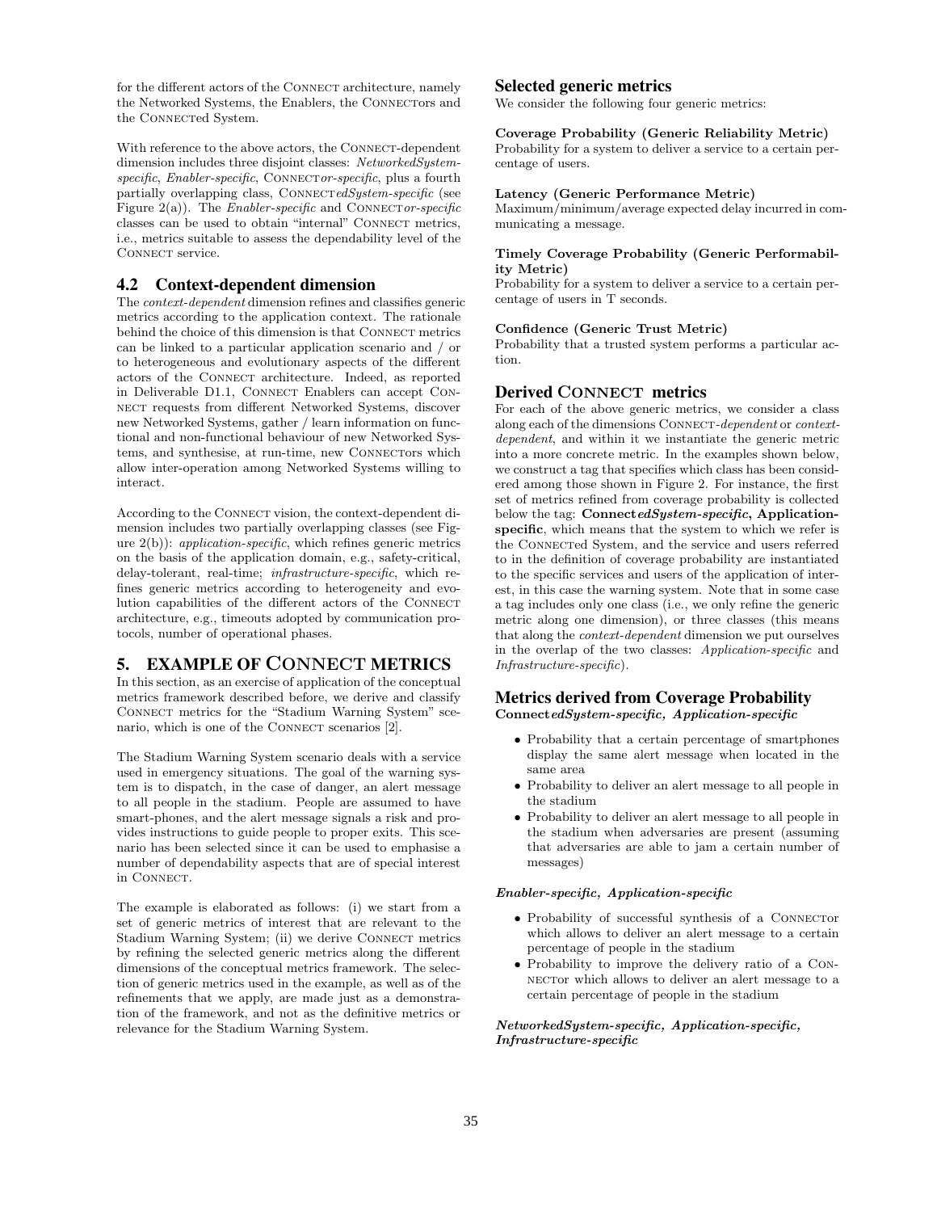for the different actors of the CONNECT architecture, namely the Networked Systems, the Enablers, the CONNECTors and the CONNECTed System.

With reference to the above actors, the CONNECT-dependent dimension includes three disjoint classes: *NetworkedSystem-specific*, *Enabler-specific*, CONNECT*or-specific*, plus a fourth partially overlapping class, CONNECT*edSystem-specific* (see Figure 2(a)). The *Enabler-specific* and CONNECT*or-specific* classes can be used to obtain "internal" CONNECT metrics, i.e., metrics suitable to assess the dependability level of the CONNECT service.

## 4.2 Context-dependent dimension

The *context-dependent* dimension refines and classifies generic metrics according to the application context. The rationale behind the choice of this dimension is that CONNECT metrics can be linked to a particular application scenario and / or to heterogeneous and evolutionary aspects of the different actors of the CONNECT architecture. Indeed, as reported in Deliverable D1.1, CONNECT Enablers can accept CONNECT requests from different Networked Systems, discover new Networked Systems, gather / learn information on functional and non-functional behaviour of new Networked Systems, and synthesise, at run-time, new CONNECTors which allow inter-operation among Networked Systems willing to interact.

According to the CONNECT vision, the context-dependent dimension includes two partially overlapping classes (see Figure 2(b)): *application-specific*, which refines generic metrics on the basis of the application domain, e.g., safety-critical, delay-tolerant, real-time; *infrastructure-specific*, which refines generic metrics according to heterogeneity and evolution capabilities of the different actors of the CONNECT architecture, e.g., timeouts adopted by communication protocols, number of operational phases.

# 5. EXAMPLE OF CONNECT METRICS

In this section, as an exercise of application of the conceptual metrics framework described before, we derive and classify CONNECT metrics for the "Stadium Warning System" scenario, which is one of the CONNECT scenarios [2].

The Stadium Warning System scenario deals with a service used in emergency situations. The goal of the warning system is to dispatch, in the case of danger, an alert message to all people in the stadium. People are assumed to have smart-phones, and the alert message signals a risk and provides instructions to guide people to proper exits. This scenario has been selected since it can be used to emphasise a number of dependability aspects that are of special interest in CONNECT.

The example is elaborated as follows: (i) we start from a set of generic metrics of interest that are relevant to the Stadium Warning System; (ii) we derive CONNECT metrics by refining the selected generic metrics along the different dimensions of the conceptual metrics framework. The selection of generic metrics used in the example, as well as of the refinements that we apply, are made just as a demonstration of the framework, and not as the definitive metrics or relevance for the Stadium Warning System.

## Selected generic metrics

We consider the following four generic metrics:

**Coverage Probability (Generic Reliability Metric)**
Probability for a system to deliver a service to a certain percentage of users.

**Latency (Generic Performance Metric)**
Maximum/minimum/average expected delay incurred in communicating a message.

**Timely Coverage Probability (Generic Performability Metric)**
Probability for a system to deliver a service to a certain percentage of users in T seconds.

**Confidence (Generic Trust Metric)**
Probability that a trusted system performs a particular action.

## Derived CONNECT metrics

For each of the above generic metrics, we consider a class along each of the dimensions CONNECT-*dependent* or *context-dependent*, and within it we instantiate the generic metric into a more concrete metric. In the examples shown below, we construct a tag that specifies which class has been considered among those shown in Figure 2. For instance, the first set of metrics refined from coverage probability is collected below the tag: **Connect*edSystem-specific*, Application-specific**, which means that the system to which we refer is the CONNECTed System, and the service and users referred to in the definition of coverage probability are instantiated to the specific services and users of the application of interest, in this case the warning system. Note that in some case a tag includes only one class (i.e., we only refine the generic metric along one dimension), or three classes (this means that along the *context-dependent* dimension we put ourselves in the overlap of the two classes: *Application-specific* and *Infrastructure-specific*).

## Metrics derived from Coverage Probability

**Connect*edSystem-specific, Application-specific***

- Probability that a certain percentage of smartphones display the same alert message when located in the same area
- Probability to deliver an alert message to all people in the stadium
- Probability to deliver an alert message to all people in the stadium when adversaries are present (assuming that adversaries are able to jam a certain number of messages)

***Enabler-specific, Application-specific***

- Probability of successful synthesis of a CONNECTor which allows to deliver an alert message to a certain percentage of people in the stadium
- Probability to improve the delivery ratio of a CONNECTor which allows to deliver an alert message to a certain percentage of people in the stadium

***NetworkedSystem-specific, Application-specific, Infrastructure-specific***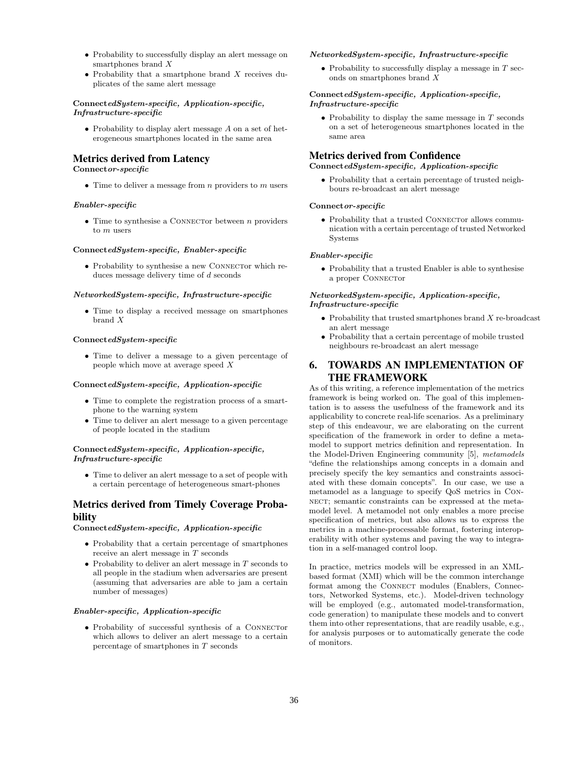- Probability to successfully display an alert message on smartphones brand $X$
- Probability that a smartphone brand $X$ receives duplicates of the same alert message

**Connect*edSystem-specific, Application-specific, Infrastructure-specific***

- Probability to display alert message $A$ on a set of heterogeneous smartphones located in the same area

## Metrics derived from Latency

**Connect*or-specific***

- Time to deliver a message from $n$ providers to $m$ users

***Enabler-specific***

- Time to synthesise a CONNECTor between $n$ providers to $m$ users

**Connect*edSystem-specific, Enabler-specific***

- Probability to synthesise a new CONNECTor which reduces message delivery time of $d$ seconds

***NetworkedSystem-specific, Infrastructure-specific***

- Time to display a received message on smartphones brand $X$

**Connect*edSystem-specific***

- Time to deliver a message to a given percentage of people which move at average speed $X$

**Connect*edSystem-specific, Application-specific***

- Time to complete the registration process of a smartphone to the warning system
- Time to deliver an alert message to a given percentage of people located in the stadium

**Connect*edSystem-specific, Application-specific, Infrastructure-specific***

- Time to deliver an alert message to a set of people with a certain percentage of heterogeneous smart-phones

## Metrics derived from Timely Coverage Probability

**Connect*edSystem-specific, Application-specific***

- Probability that a certain percentage of smartphones receive an alert message in $T$ seconds
- Probability to deliver an alert message in $T$ seconds to all people in the stadium when adversaries are present (assuming that adversaries are able to jam a certain number of messages)

***Enabler-specific, Application-specific***

- Probability of successful synthesis of a CONNECTor which allows to deliver an alert message to a certain percentage of smartphones in $T$ seconds

***NetworkedSystem-specific, Infrastructure-specific***

- Probability to successfully display a message in $T$ seconds on smartphones brand $X$

**Connect*edSystem-specific, Application-specific, Infrastructure-specific***

- Probability to display the same message in $T$ seconds on a set of heterogeneous smartphones located in the same area

## Metrics derived from Confidence

**Connect*edSystem-specific, Application-specific***

- Probability that a certain percentage of trusted neighbours re-broadcast an alert message

**Connect*or-specific***

- Probability that a trusted CONNECTor allows communication with a certain percentage of trusted Networked Systems

***Enabler-specific***

- Probability that a trusted Enabler is able to synthesise a proper CONNECTor

***NetworkedSystem-specific, Application-specific, Infrastructure-specific***

- Probability that trusted smartphones brand $X$ re-broadcast an alert message
- Probability that a certain percentage of mobile trusted neighbours re-broadcast an alert message

# 6. TOWARDS AN IMPLEMENTATION OF THE FRAMEWORK

As of this writing, a reference implementation of the metrics framework is being worked on. The goal of this implementation is to assess the usefulness of the framework and its applicability to concrete real-life scenarios. As a preliminary step of this endeavour, we are elaborating on the current specification of the framework in order to define a metamodel to support metrics definition and representation. In the Model-Driven Engineering community [5], *metamodels* "define the relationships among concepts in a domain and precisely specify the key semantics and constraints associated with these domain concepts". In our case, we use a metamodel as a language to specify QoS metrics in CONNECT; semantic constraints can be expressed at the metamodel level. A metamodel not only enables a more precise specification of metrics, but also allows us to express the metrics in a machine-processable format, fostering interoperability with other systems and paving the way to integration in a self-managed control loop.

In practice, metrics models will be expressed in an XML-based format (XMI) which will be the common interchange format among the CONNECT modules (Enablers, Connectors, Networked Systems, etc.). Model-driven technology will be employed (e.g., automated model-transformation, code generation) to manipulate these models and to convert them into other representations, that are readily usable, e.g., for analysis purposes or to automatically generate the code of monitors.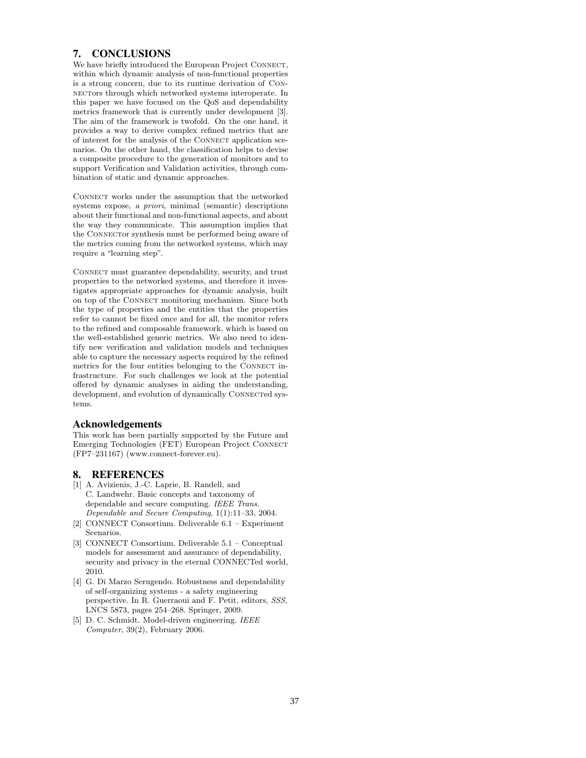## 7. CONCLUSIONS

We have briefly introduced the European Project CONNECT, within which dynamic analysis of non-functional properties is a strong concern, due to its runtime derivation of CONNECTors through which networked systems interoperate. In this paper we have focused on the QoS and dependability metrics framework that is currently under development [3]. The aim of the framework is twofold. On the one hand, it provides a way to derive complex refined metrics that are of interest for the analysis of the CONNECT application scenarios. On the other hand, the classification helps to devise a composite procedure to the generation of monitors and to support Verification and Validation activities, through combination of static and dynamic approaches.

CONNECT works under the assumption that the networked systems expose, *a priori*, minimal (semantic) descriptions about their functional and non-functional aspects, and about the way they communicate. This assumption implies that the CONNECTor synthesis must be performed being aware of the metrics coming from the networked systems, which may require a "learning step".

CONNECT must guarantee dependability, security, and trust properties to the networked systems, and therefore it investigates appropriate approaches for dynamic analysis, built on top of the CONNECT monitoring mechanism. Since both the type of properties and the entities that the properties refer to cannot be fixed once and for all, the monitor refers to the refined and composable framework, which is based on the well-established generic metrics. We also need to identify new verification and validation models and techniques able to capture the necessary aspects required by the refined metrics for the four entities belonging to the CONNECT infrastructure. For such challenges we look at the potential offered by dynamic analyses in aiding the understanding, development, and evolution of dynamically CONNECTed systems.

## Acknowledgements

This work has been partially supported by the Future and Emerging Technologies (FET) European Project CONNECT (FP7–231167) (www.connect-forever.eu).

## 8. REFERENCES

[1] A. Avizienis, J.-C. Laprie, B. Randell, and C. Landwehr. Basic concepts and taxonomy of dependable and secure computing. *IEEE Trans. Dependable and Secure Computing*, 1(1):11–33, 2004.

[2] CONNECT Consortium. Deliverable 6.1 – Experiment Scenarios.

[3] CONNECT Consortium. Deliverable 5.1 – Conceptual models for assessment and assurance of dependability, security and privacy in the eternal CONNECTed world, 2010.

[4] G. Di Marzo Serugendo. Robustness and dependability of self-organizing systems - a safety engineering perspective. In R. Guerraoui and F. Petit, editors, *SSS*, LNCS 5873, pages 254–268. Springer, 2009.

[5] D. C. Schmidt. Model-driven engineering. *IEEE Computer*, 39(2), February 2006.